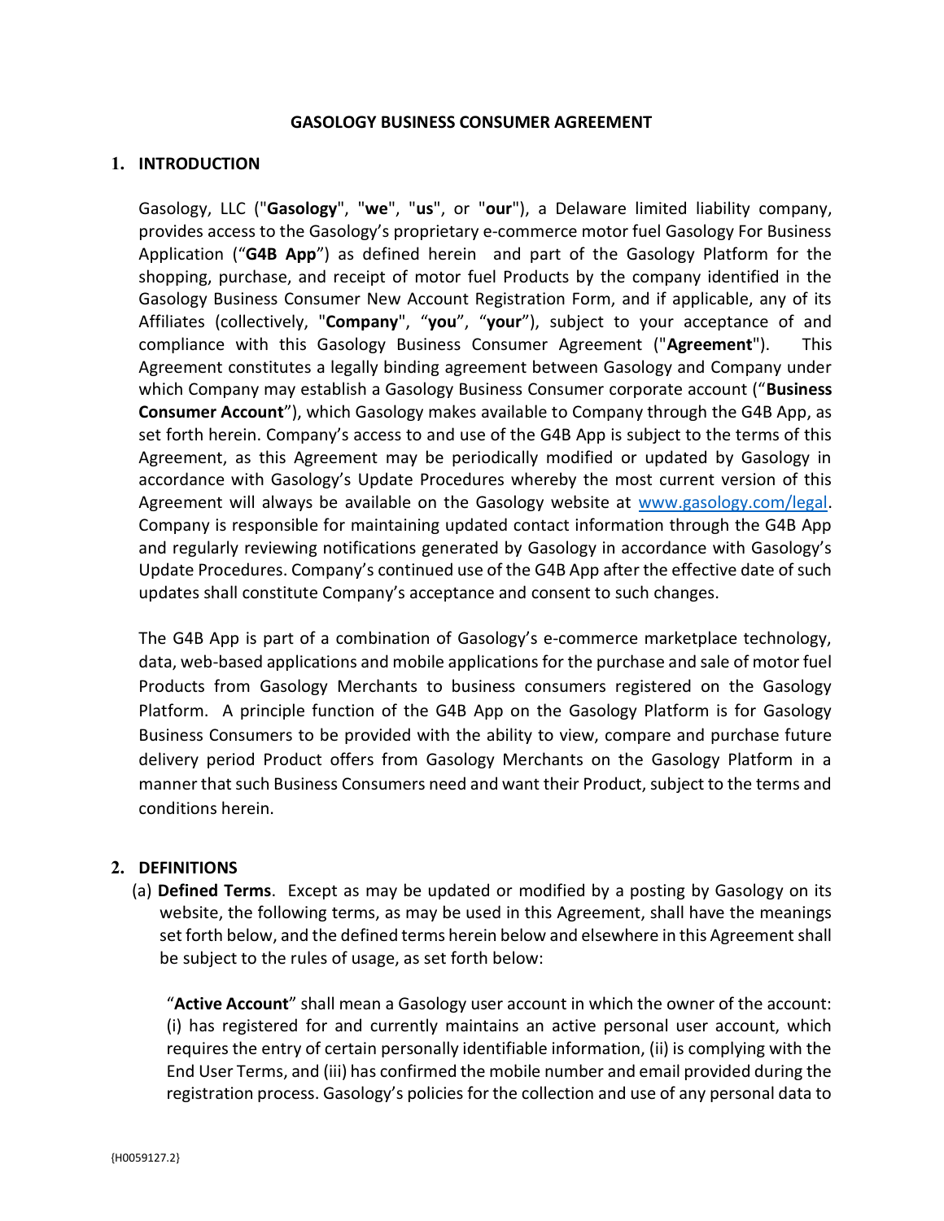# GASOLOGY BUSINESS CONSUMER AGREEMENT

## 1. INTRODUCTION

Gasology, LLC ("**Gasology**", "**we**", "**us**", or "**our**"), a Delaware limited liability company, provides access to the Gasology's proprietary e-commerce motor fuel Gasology For Business Application ("**G4B App**") as defined herein and part of the Gasology Platform for the shopping, purchase, and receipt of motor fuel Products by the company identified in the Gasology Business Consumer New Account Registration Form, and if applicable, any of its Affiliates (collectively, "**Company**", "**you**", "**your**"), subject to your acceptance of and compliance with this Gasology Business Consumer Agreement ("**Agreement**"). This Agreement constitutes a legally binding agreement between Gasology and Company under which Company may establish a Gasology Business Consumer corporate account ("**Business Consumer Account**"), which Gasology makes available to Company through the G4B App, as set forth herein. Company's access to and use of the G4B App is subject to the terms of this Agreement, as this Agreement may be periodically modified or updated by Gasology in accordance with Gasology's Update Procedures whereby the most current version of this Agreement will always be available on the Gasology website at [www.gasology.com/legal](www.gasology.com/legal). Company is responsible for maintaining updated contact information through the G4B App and regularly reviewing notifications generated by Gasology in accordance with Gasology's Update Procedures. Company's continued use of the G4B App after the effective date of such updates shall constitute Company's acceptance and consent to such changes.

The G4B App is part of a combination of Gasology's e-commerce marketplace technology, data, web-based applications and mobile applications for the purchase and sale of motor fuel Products from Gasology Merchants to business consumers registered on the Gasology Platform. A principle function of the G4B App on the Gasology Platform is for Gasology Business Consumers to be provided with the ability to view, compare and purchase future delivery period Product offers from Gasology Merchants on the Gasology Platform in a manner that such Business Consumers need and want their Product, subject to the terms and conditions herein.

## 2. DEFINITIONS

(a) **Defined Terms**. Except as may be updated or modified by a posting by Gasology on its website, the following terms, as may be used in this Agreement, shall have the meanings set forth below, and the defined terms herein below and elsewhere in this Agreement shall be subject to the rules of usage, as set forth below:

"**Active Account**" shall mean a Gasology user account in which the owner of the account: (i) has registered for and currently maintains an active personal user account, which requires the entry of certain personally identifiable information, (ii) is complying with the End User Terms, and (iii) has confirmed the mobile number and email provided during the registration process. Gasology's policies for the collection and use of any personal data to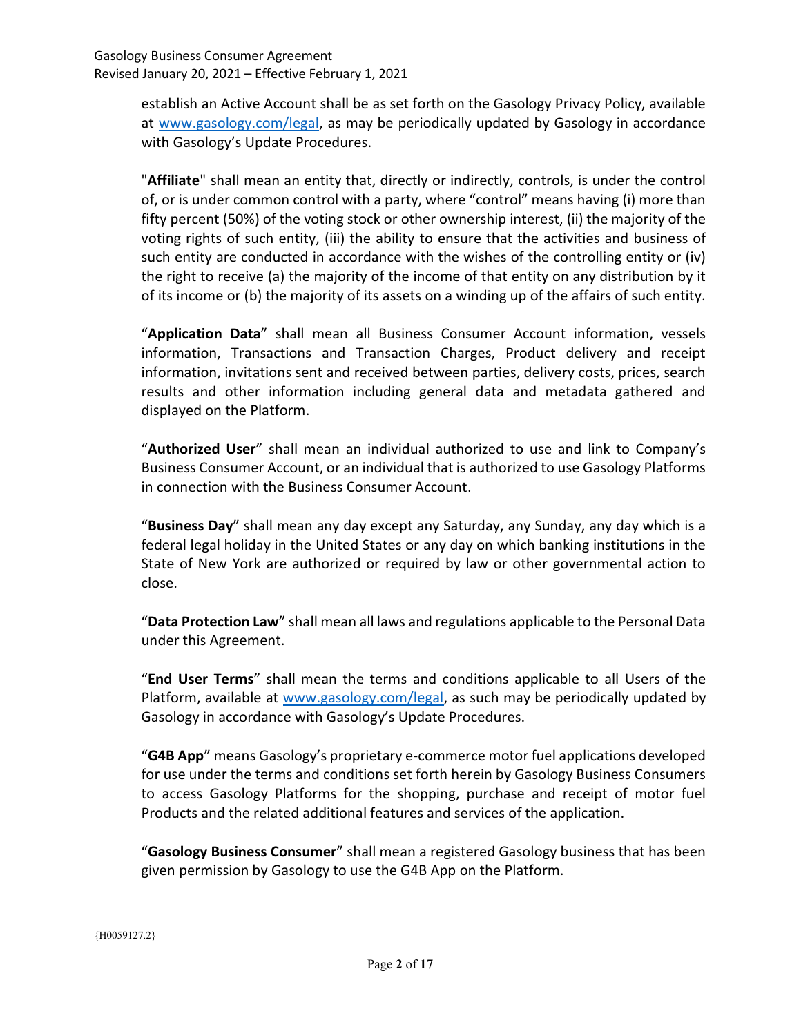establish an Active Account shall be as set forth on the Gasology Privacy Policy, available at [www.gasology.com/legal](www.gasology.com/legal), as may be periodically updated by Gasology in accordance with Gasology's Update Procedures.

"**Affiliate**" shall mean an entity that, directly or indirectly, controls, is under the control of, or is under common control with a party, where "control" means having (i) more than fifty percent (50%) of the voting stock or other ownership interest, (ii) the majority of the voting rights of such entity, (iii) the ability to ensure that the activities and business of such entity are conducted in accordance with the wishes of the controlling entity or (iv) the right to receive (a) the majority of the income of that entity on any distribution by it of its income or (b) the majority of its assets on a winding up of the affairs of such entity.

"**Application Data**" shall mean all Business Consumer Account information, vessels information, Transactions and Transaction Charges, Product delivery and receipt information, invitations sent and received between parties, delivery costs, prices, search results and other information including general data and metadata gathered and displayed on the Platform.

"**Authorized User**" shall mean an individual authorized to use and link to Company's Business Consumer Account, or an individual that is authorized to use Gasology Platforms in connection with the Business Consumer Account.

"**Business Day**" shall mean any day except any Saturday, any Sunday, any day which is a federal legal holiday in the United States or any day on which banking institutions in the State of New York are authorized or required by law or other governmental action to close.

"**Data Protection Law**" shall mean all laws and regulations applicable to the Personal Data under this Agreement.

"**End User Terms**" shall mean the terms and conditions applicable to all Users of the Platform, available at [www.gasology.com/legal](www.gasology.com/legal), as such may be periodically updated by Gasology in accordance with Gasology's Update Procedures.

"**G4B App**" means Gasology's proprietary e-commerce motor fuel applications developed for use under the terms and conditions set forth herein by Gasology Business Consumers to access Gasology Platforms for the shopping, purchase and receipt of motor fuel Products and the related additional features and services of the application.

"**Gasology Business Consumer**" shall mean a registered Gasology business that has been given permission by Gasology to use the G4B App on the Platform.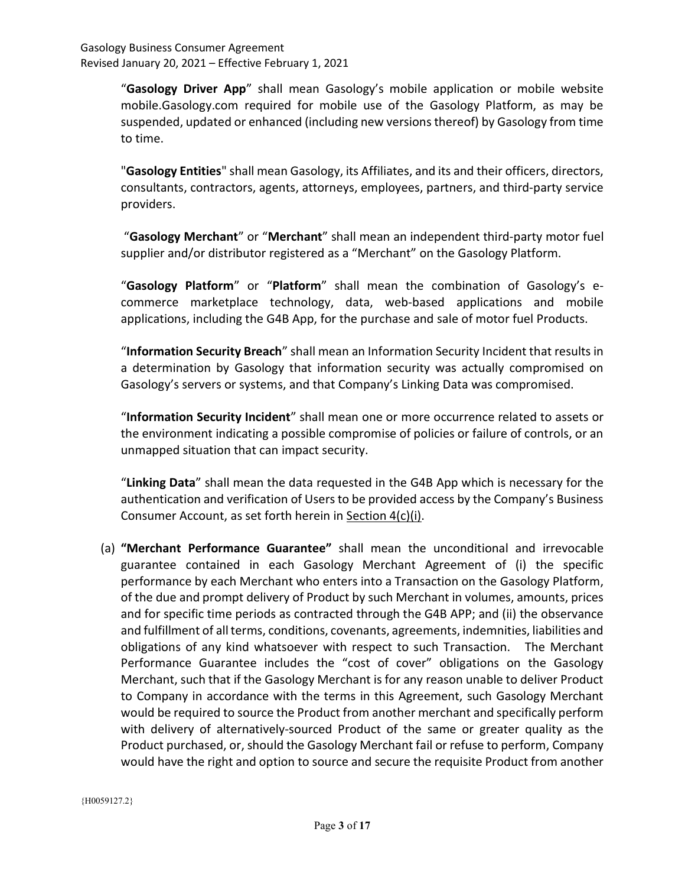"**Gasology Driver App**" shall mean Gasology's mobile application or mobile website mobile.Gasology.com required for mobile use of the Gasology Platform, as may be suspended, updated or enhanced (including new versions thereof) by Gasology from time to time.

"**Gasology Entities**" shall mean Gasology, its Affiliates, and its and their officers, directors, consultants, contractors, agents, attorneys, employees, partners, and third-party service providers.

"**Gasology Merchant**" or "**Merchant**" shall mean an independent third-party motor fuel supplier and/or distributor registered as a "Merchant" on the Gasology Platform.

"**Gasology Platform**" or "**Platform**" shall mean the combination of Gasology's e-commerce marketplace technology, data, web-based applications and mobile applications, including the G4B App, for the purchase and sale of motor fuel Products.

"**Information Security Breach**" shall mean an Information Security Incident that results in a determination by Gasology that information security was actually compromised on Gasology's servers or systems, and that Company's Linking Data was compromised.

"**Information Security Incident**" shall mean one or more occurrence related to assets or the environment indicating a possible compromise of policies or failure of controls, or an unmapped situation that can impact security.

"**Linking Data**" shall mean the data requested in the G4B App which is necessary for the authentication and verification of Users to be provided access by the Company's Business Consumer Account, as set forth herein in Section 4(c)(i).

(a) **"Merchant Performance Guarantee"** shall mean the unconditional and irrevocable guarantee contained in each Gasology Merchant Agreement of (i) the specific performance by each Merchant who enters into a Transaction on the Gasology Platform, of the due and prompt delivery of Product by such Merchant in volumes, amounts, prices and for specific time periods as contracted through the G4B APP; and (ii) the observance and fulfillment of all terms, conditions, covenants, agreements, indemnities, liabilities and obligations of any kind whatsoever with respect to such Transaction. The Merchant Performance Guarantee includes the "cost of cover" obligations on the Gasology Merchant, such that if the Gasology Merchant is for any reason unable to deliver Product to Company in accordance with the terms in this Agreement, such Gasology Merchant would be required to source the Product from another merchant and specifically perform with delivery of alternatively-sourced Product of the same or greater quality as the Product purchased, or, should the Gasology Merchant fail or refuse to perform, Company would have the right and option to source and secure the requisite Product from another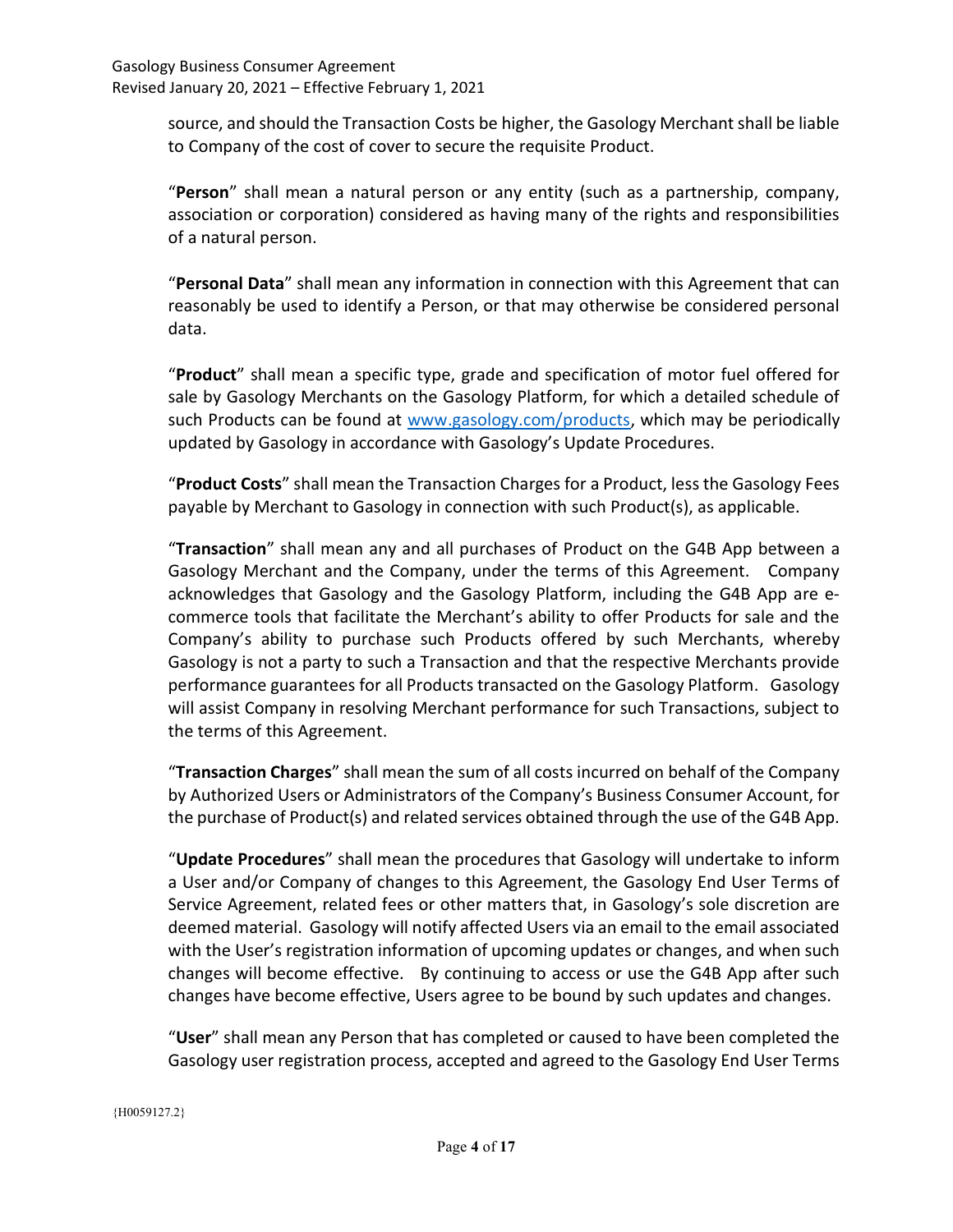source, and should the Transaction Costs be higher, the Gasology Merchant shall be liable to Company of the cost of cover to secure the requisite Product.

"**Person**" shall mean a natural person or any entity (such as a partnership, company, association or corporation) considered as having many of the rights and responsibilities of a natural person.

"**Personal Data**" shall mean any information in connection with this Agreement that can reasonably be used to identify a Person, or that may otherwise be considered personal data.

"**Product**" shall mean a specific type, grade and specification of motor fuel offered for sale by Gasology Merchants on the Gasology Platform, for which a detailed schedule of such Products can be found at www.gasology.com/products, which may be periodically updated by Gasology in accordance with Gasology's Update Procedures.

"**Product Costs**" shall mean the Transaction Charges for a Product, less the Gasology Fees payable by Merchant to Gasology in connection with such Product(s), as applicable.

"**Transaction**" shall mean any and all purchases of Product on the G4B App between a Gasology Merchant and the Company, under the terms of this Agreement. Company acknowledges that Gasology and the Gasology Platform, including the G4B App are e-commerce tools that facilitate the Merchant's ability to offer Products for sale and the Company's ability to purchase such Products offered by such Merchants, whereby Gasology is not a party to such a Transaction and that the respective Merchants provide performance guarantees for all Products transacted on the Gasology Platform. Gasology will assist Company in resolving Merchant performance for such Transactions, subject to the terms of this Agreement.

"**Transaction Charges**" shall mean the sum of all costs incurred on behalf of the Company by Authorized Users or Administrators of the Company's Business Consumer Account, for the purchase of Product(s) and related services obtained through the use of the G4B App.

"**Update Procedures**" shall mean the procedures that Gasology will undertake to inform a User and/or Company of changes to this Agreement, the Gasology End User Terms of Service Agreement, related fees or other matters that, in Gasology's sole discretion are deemed material. Gasology will notify affected Users via an email to the email associated with the User's registration information of upcoming updates or changes, and when such changes will become effective. By continuing to access or use the G4B App after such changes have become effective, Users agree to be bound by such updates and changes.

"**User**" shall mean any Person that has completed or caused to have been completed the Gasology user registration process, accepted and agreed to the Gasology End User Terms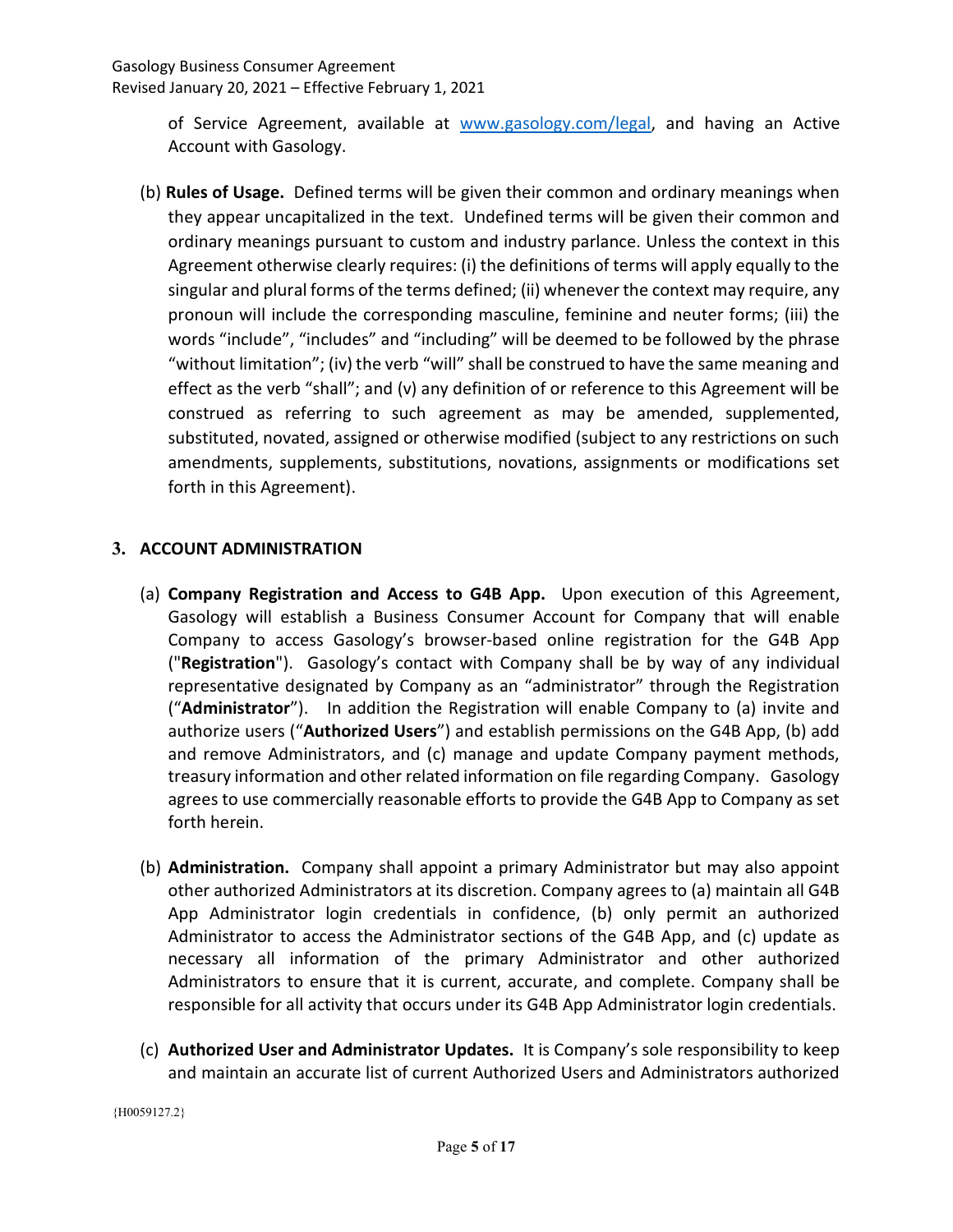of Service Agreement, available at [www.gasology.com/legal](http://www.gasology.com/legal), and having an Active Account with Gasology.

(b) **Rules of Usage.** Defined terms will be given their common and ordinary meanings when they appear uncapitalized in the text. Undefined terms will be given their common and ordinary meanings pursuant to custom and industry parlance. Unless the context in this Agreement otherwise clearly requires: (i) the definitions of terms will apply equally to the singular and plural forms of the terms defined; (ii) whenever the context may require, any pronoun will include the corresponding masculine, feminine and neuter forms; (iii) the words "include", "includes" and "including" will be deemed to be followed by the phrase "without limitation"; (iv) the verb "will" shall be construed to have the same meaning and effect as the verb "shall"; and (v) any definition of or reference to this Agreement will be construed as referring to such agreement as may be amended, supplemented, substituted, novated, assigned or otherwise modified (subject to any restrictions on such amendments, supplements, substitutions, novations, assignments or modifications set forth in this Agreement).

## 3. ACCOUNT ADMINISTRATION

(a) **Company Registration and Access to G4B App.** Upon execution of this Agreement, Gasology will establish a Business Consumer Account for Company that will enable Company to access Gasology's browser-based online registration for the G4B App ("**Registration**"). Gasology's contact with Company shall be by way of any individual representative designated by Company as an "administrator" through the Registration ("**Administrator**"). In addition the Registration will enable Company to (a) invite and authorize users ("**Authorized Users**") and establish permissions on the G4B App, (b) add and remove Administrators, and (c) manage and update Company payment methods, treasury information and other related information on file regarding Company. Gasology agrees to use commercially reasonable efforts to provide the G4B App to Company as set forth herein.

(b) **Administration.** Company shall appoint a primary Administrator but may also appoint other authorized Administrators at its discretion. Company agrees to (a) maintain all G4B App Administrator login credentials in confidence, (b) only permit an authorized Administrator to access the Administrator sections of the G4B App, and (c) update as necessary all information of the primary Administrator and other authorized Administrators to ensure that it is current, accurate, and complete. Company shall be responsible for all activity that occurs under its G4B App Administrator login credentials.

(c) **Authorized User and Administrator Updates.** It is Company's sole responsibility to keep and maintain an accurate list of current Authorized Users and Administrators authorized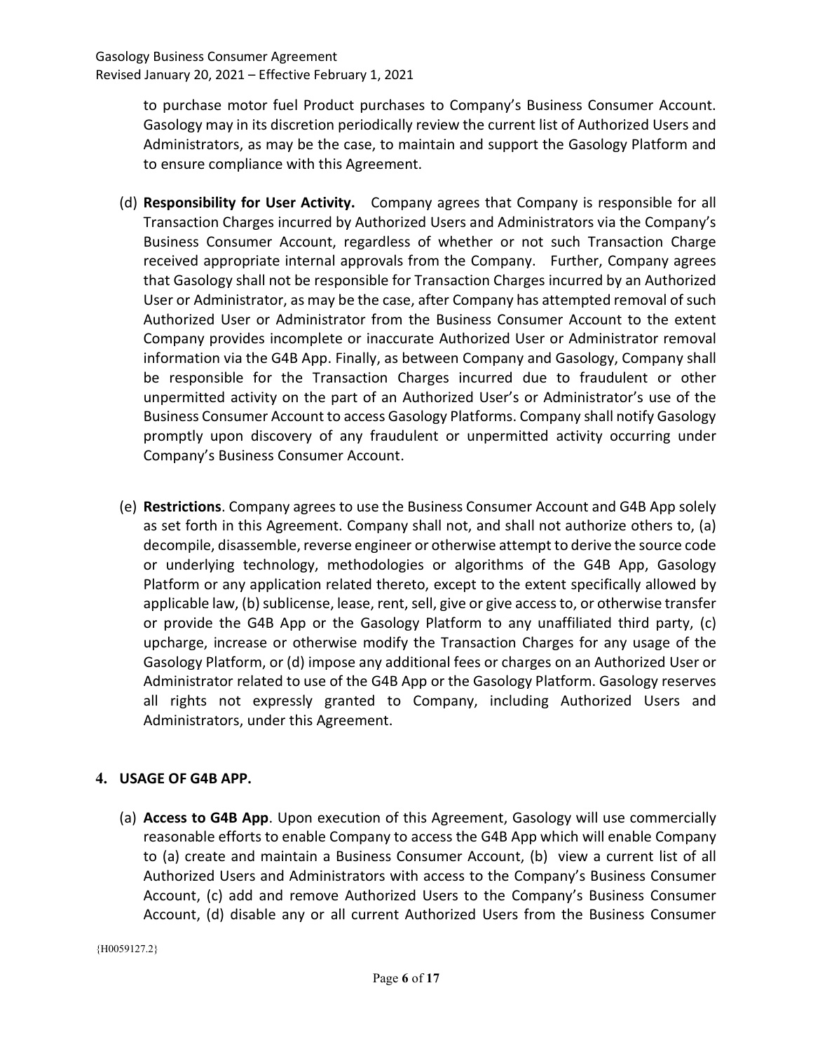to purchase motor fuel Product purchases to Company's Business Consumer Account. Gasology may in its discretion periodically review the current list of Authorized Users and Administrators, as may be the case, to maintain and support the Gasology Platform and to ensure compliance with this Agreement.

(d) **Responsibility for User Activity.** Company agrees that Company is responsible for all Transaction Charges incurred by Authorized Users and Administrators via the Company's Business Consumer Account, regardless of whether or not such Transaction Charge received appropriate internal approvals from the Company. Further, Company agrees that Gasology shall not be responsible for Transaction Charges incurred by an Authorized User or Administrator, as may be the case, after Company has attempted removal of such Authorized User or Administrator from the Business Consumer Account to the extent Company provides incomplete or inaccurate Authorized User or Administrator removal information via the G4B App. Finally, as between Company and Gasology, Company shall be responsible for the Transaction Charges incurred due to fraudulent or other unpermitted activity on the part of an Authorized User's or Administrator's use of the Business Consumer Account to access Gasology Platforms. Company shall notify Gasology promptly upon discovery of any fraudulent or unpermitted activity occurring under Company's Business Consumer Account.

(e) **Restrictions**. Company agrees to use the Business Consumer Account and G4B App solely as set forth in this Agreement. Company shall not, and shall not authorize others to, (a) decompile, disassemble, reverse engineer or otherwise attempt to derive the source code or underlying technology, methodologies or algorithms of the G4B App, Gasology Platform or any application related thereto, except to the extent specifically allowed by applicable law, (b) sublicense, lease, rent, sell, give or give access to, or otherwise transfer or provide the G4B App or the Gasology Platform to any unaffiliated third party, (c) upcharge, increase or otherwise modify the Transaction Charges for any usage of the Gasology Platform, or (d) impose any additional fees or charges on an Authorized User or Administrator related to use of the G4B App or the Gasology Platform. Gasology reserves all rights not expressly granted to Company, including Authorized Users and Administrators, under this Agreement.

## 4. USAGE OF G4B APP.

(a) **Access to G4B App**. Upon execution of this Agreement, Gasology will use commercially reasonable efforts to enable Company to access the G4B App which will enable Company to (a) create and maintain a Business Consumer Account, (b) view a current list of all Authorized Users and Administrators with access to the Company's Business Consumer Account, (c) add and remove Authorized Users to the Company's Business Consumer Account, (d) disable any or all current Authorized Users from the Business Consumer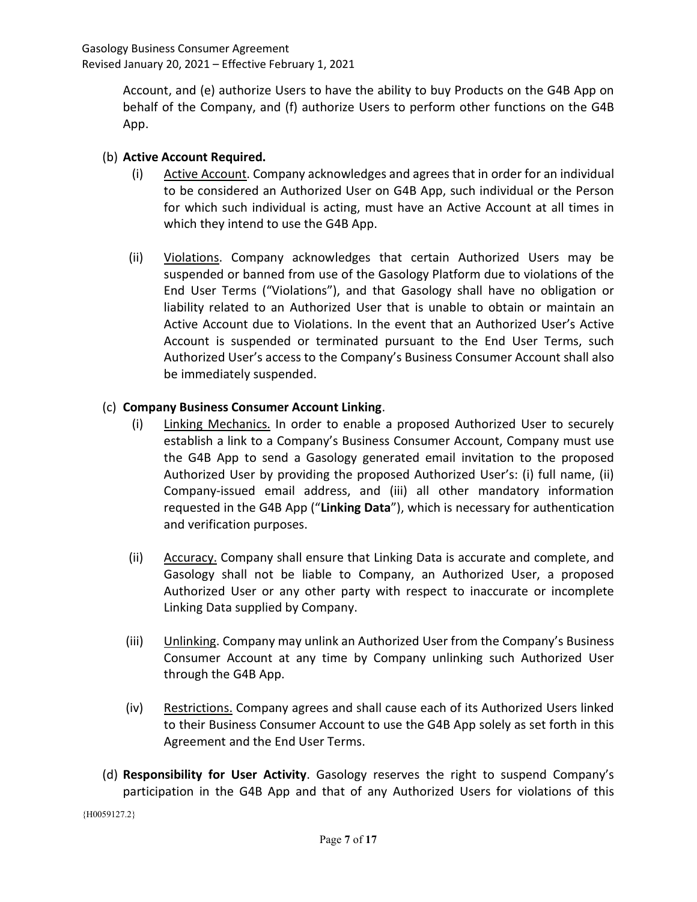Account, and (e) authorize Users to have the ability to buy Products on the G4B App on behalf of the Company, and (f) authorize Users to perform other functions on the G4B App.

(b) **Active Account Required.**

(i) Active Account. Company acknowledges and agrees that in order for an individual to be considered an Authorized User on G4B App, such individual or the Person for which such individual is acting, must have an Active Account at all times in which they intend to use the G4B App.

(ii) Violations. Company acknowledges that certain Authorized Users may be suspended or banned from use of the Gasology Platform due to violations of the End User Terms ("Violations"), and that Gasology shall have no obligation or liability related to an Authorized User that is unable to obtain or maintain an Active Account due to Violations. In the event that an Authorized User's Active Account is suspended or terminated pursuant to the End User Terms, such Authorized User's access to the Company's Business Consumer Account shall also be immediately suspended.

(c) **Company Business Consumer Account Linking**.

(i) Linking Mechanics. In order to enable a proposed Authorized User to securely establish a link to a Company's Business Consumer Account, Company must use the G4B App to send a Gasology generated email invitation to the proposed Authorized User by providing the proposed Authorized User's: (i) full name, (ii) Company-issued email address, and (iii) all other mandatory information requested in the G4B App ("**Linking Data**"), which is necessary for authentication and verification purposes.

(ii) Accuracy. Company shall ensure that Linking Data is accurate and complete, and Gasology shall not be liable to Company, an Authorized User, a proposed Authorized User or any other party with respect to inaccurate or incomplete Linking Data supplied by Company.

(iii) Unlinking. Company may unlink an Authorized User from the Company's Business Consumer Account at any time by Company unlinking such Authorized User through the G4B App.

(iv) Restrictions. Company agrees and shall cause each of its Authorized Users linked to their Business Consumer Account to use the G4B App solely as set forth in this Agreement and the End User Terms.

(d) **Responsibility for User Activity**. Gasology reserves the right to suspend Company's participation in the G4B App and that of any Authorized Users for violations of this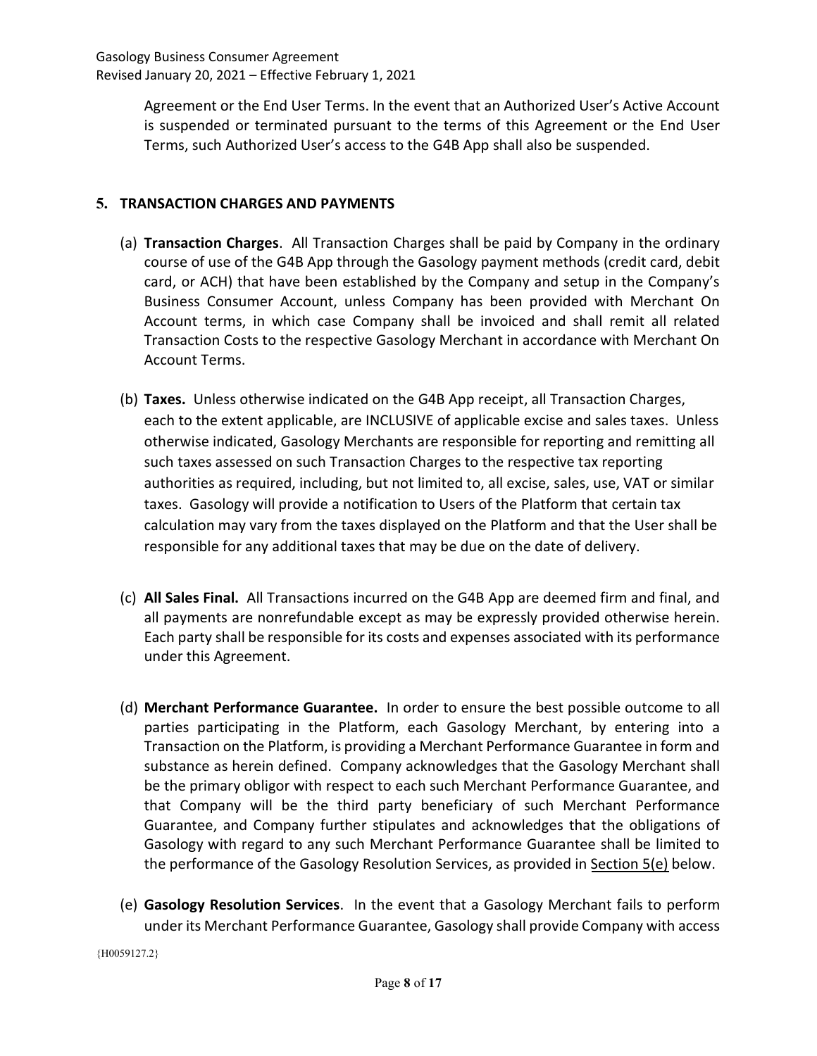Agreement or the End User Terms. In the event that an Authorized User's Active Account is suspended or terminated pursuant to the terms of this Agreement or the End User Terms, such Authorized User's access to the G4B App shall also be suspended.

## 5. TRANSACTION CHARGES AND PAYMENTS

(a) **Transaction Charges**. All Transaction Charges shall be paid by Company in the ordinary course of use of the G4B App through the Gasology payment methods (credit card, debit card, or ACH) that have been established by the Company and setup in the Company's Business Consumer Account, unless Company has been provided with Merchant On Account terms, in which case Company shall be invoiced and shall remit all related Transaction Costs to the respective Gasology Merchant in accordance with Merchant On Account Terms.

(b) **Taxes.** Unless otherwise indicated on the G4B App receipt, all Transaction Charges, each to the extent applicable, are INCLUSIVE of applicable excise and sales taxes. Unless otherwise indicated, Gasology Merchants are responsible for reporting and remitting all such taxes assessed on such Transaction Charges to the respective tax reporting authorities as required, including, but not limited to, all excise, sales, use, VAT or similar taxes. Gasology will provide a notification to Users of the Platform that certain tax calculation may vary from the taxes displayed on the Platform and that the User shall be responsible for any additional taxes that may be due on the date of delivery.

(c) **All Sales Final.** All Transactions incurred on the G4B App are deemed firm and final, and all payments are nonrefundable except as may be expressly provided otherwise herein. Each party shall be responsible for its costs and expenses associated with its performance under this Agreement.

(d) **Merchant Performance Guarantee.** In order to ensure the best possible outcome to all parties participating in the Platform, each Gasology Merchant, by entering into a Transaction on the Platform, is providing a Merchant Performance Guarantee in form and substance as herein defined. Company acknowledges that the Gasology Merchant shall be the primary obligor with respect to each such Merchant Performance Guarantee, and that Company will be the third party beneficiary of such Merchant Performance Guarantee, and Company further stipulates and acknowledges that the obligations of Gasology with regard to any such Merchant Performance Guarantee shall be limited to the performance of the Gasology Resolution Services, as provided in Section 5(e) below.

(e) **Gasology Resolution Services**. In the event that a Gasology Merchant fails to perform under its Merchant Performance Guarantee, Gasology shall provide Company with access

{H0059127.2}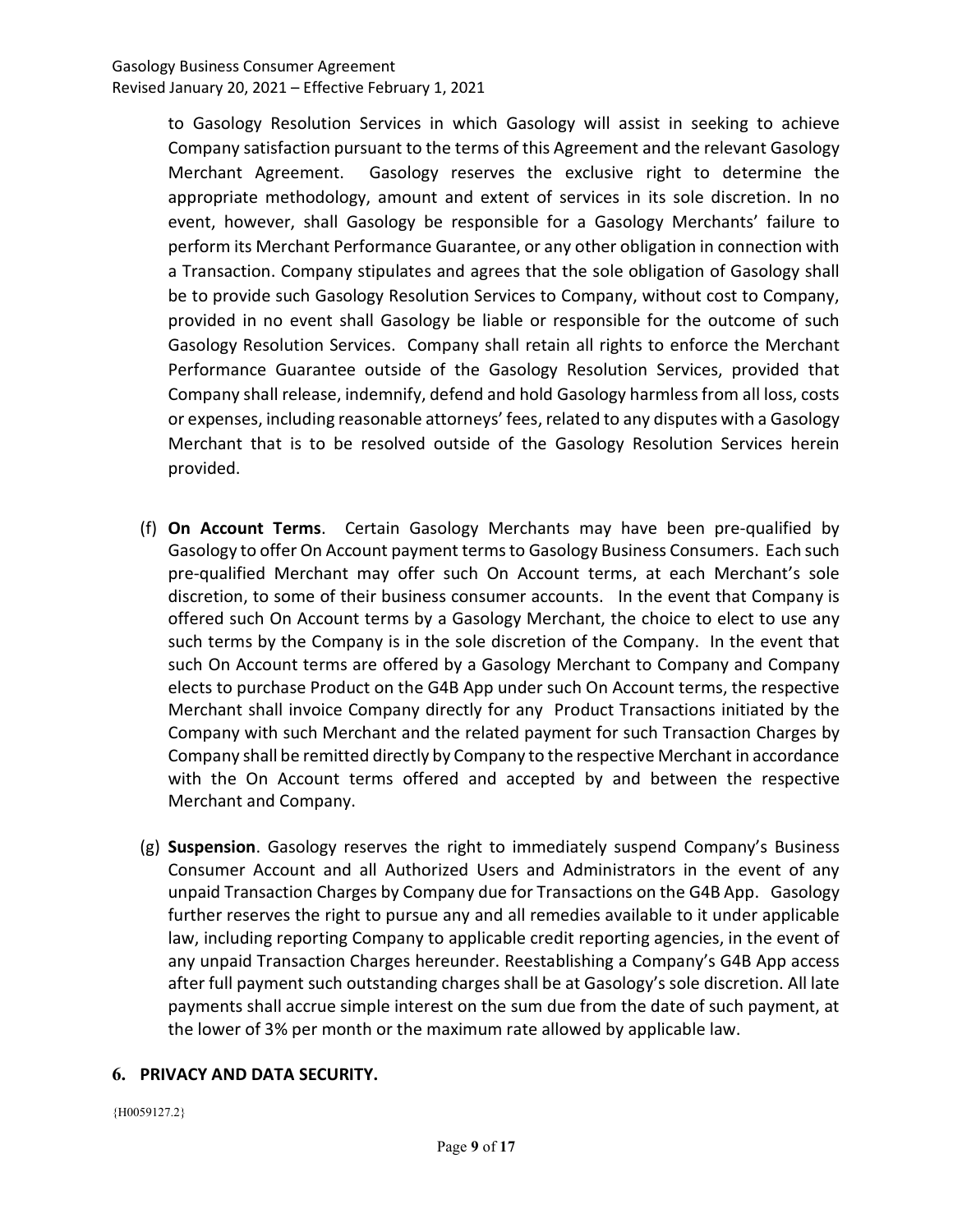to Gasology Resolution Services in which Gasology will assist in seeking to achieve Company satisfaction pursuant to the terms of this Agreement and the relevant Gasology Merchant Agreement. Gasology reserves the exclusive right to determine the appropriate methodology, amount and extent of services in its sole discretion. In no event, however, shall Gasology be responsible for a Gasology Merchants' failure to perform its Merchant Performance Guarantee, or any other obligation in connection with a Transaction. Company stipulates and agrees that the sole obligation of Gasology shall be to provide such Gasology Resolution Services to Company, without cost to Company, provided in no event shall Gasology be liable or responsible for the outcome of such Gasology Resolution Services. Company shall retain all rights to enforce the Merchant Performance Guarantee outside of the Gasology Resolution Services, provided that Company shall release, indemnify, defend and hold Gasology harmless from all loss, costs or expenses, including reasonable attorneys' fees, related to any disputes with a Gasology Merchant that is to be resolved outside of the Gasology Resolution Services herein provided.

(f) **On Account Terms**. Certain Gasology Merchants may have been pre-qualified by Gasology to offer On Account payment terms to Gasology Business Consumers. Each such pre-qualified Merchant may offer such On Account terms, at each Merchant's sole discretion, to some of their business consumer accounts. In the event that Company is offered such On Account terms by a Gasology Merchant, the choice to elect to use any such terms by the Company is in the sole discretion of the Company. In the event that such On Account terms are offered by a Gasology Merchant to Company and Company elects to purchase Product on the G4B App under such On Account terms, the respective Merchant shall invoice Company directly for any Product Transactions initiated by the Company with such Merchant and the related payment for such Transaction Charges by Company shall be remitted directly by Company to the respective Merchant in accordance with the On Account terms offered and accepted by and between the respective Merchant and Company.

(g) **Suspension**. Gasology reserves the right to immediately suspend Company's Business Consumer Account and all Authorized Users and Administrators in the event of any unpaid Transaction Charges by Company due for Transactions on the G4B App. Gasology further reserves the right to pursue any and all remedies available to it under applicable law, including reporting Company to applicable credit reporting agencies, in the event of any unpaid Transaction Charges hereunder. Reestablishing a Company's G4B App access after full payment such outstanding charges shall be at Gasology's sole discretion. All late payments shall accrue simple interest on the sum due from the date of such payment, at the lower of 3% per month or the maximum rate allowed by applicable law.

## 6. PRIVACY AND DATA SECURITY.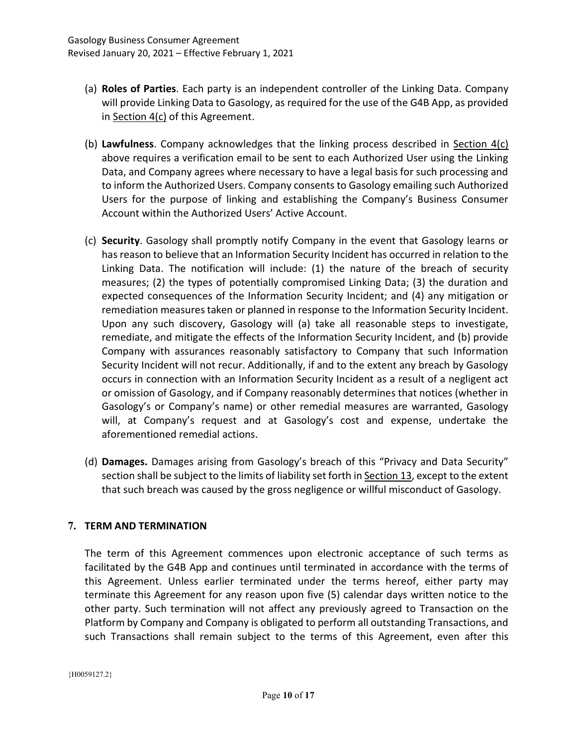(a) **Roles of Parties**. Each party is an independent controller of the Linking Data. Company will provide Linking Data to Gasology, as required for the use of the G4B App, as provided in Section 4(c) of this Agreement.

(b) **Lawfulness**. Company acknowledges that the linking process described in Section 4(c) above requires a verification email to be sent to each Authorized User using the Linking Data, and Company agrees where necessary to have a legal basis for such processing and to inform the Authorized Users. Company consents to Gasology emailing such Authorized Users for the purpose of linking and establishing the Company's Business Consumer Account within the Authorized Users' Active Account.

(c) **Security**. Gasology shall promptly notify Company in the event that Gasology learns or has reason to believe that an Information Security Incident has occurred in relation to the Linking Data. The notification will include: (1) the nature of the breach of security measures; (2) the types of potentially compromised Linking Data; (3) the duration and expected consequences of the Information Security Incident; and (4) any mitigation or remediation measures taken or planned in response to the Information Security Incident. Upon any such discovery, Gasology will (a) take all reasonable steps to investigate, remediate, and mitigate the effects of the Information Security Incident, and (b) provide Company with assurances reasonably satisfactory to Company that such Information Security Incident will not recur. Additionally, if and to the extent any breach by Gasology occurs in connection with an Information Security Incident as a result of a negligent act or omission of Gasology, and if Company reasonably determines that notices (whether in Gasology's or Company's name) or other remedial measures are warranted, Gasology will, at Company's request and at Gasology's cost and expense, undertake the aforementioned remedial actions.

(d) **Damages.** Damages arising from Gasology's breach of this "Privacy and Data Security" section shall be subject to the limits of liability set forth in Section 13, except to the extent that such breach was caused by the gross negligence or willful misconduct of Gasology.

## 7. TERM AND TERMINATION

The term of this Agreement commences upon electronic acceptance of such terms as facilitated by the G4B App and continues until terminated in accordance with the terms of this Agreement. Unless earlier terminated under the terms hereof, either party may terminate this Agreement for any reason upon five (5) calendar days written notice to the other party. Such termination will not affect any previously agreed to Transaction on the Platform by Company and Company is obligated to perform all outstanding Transactions, and such Transactions shall remain subject to the terms of this Agreement, even after this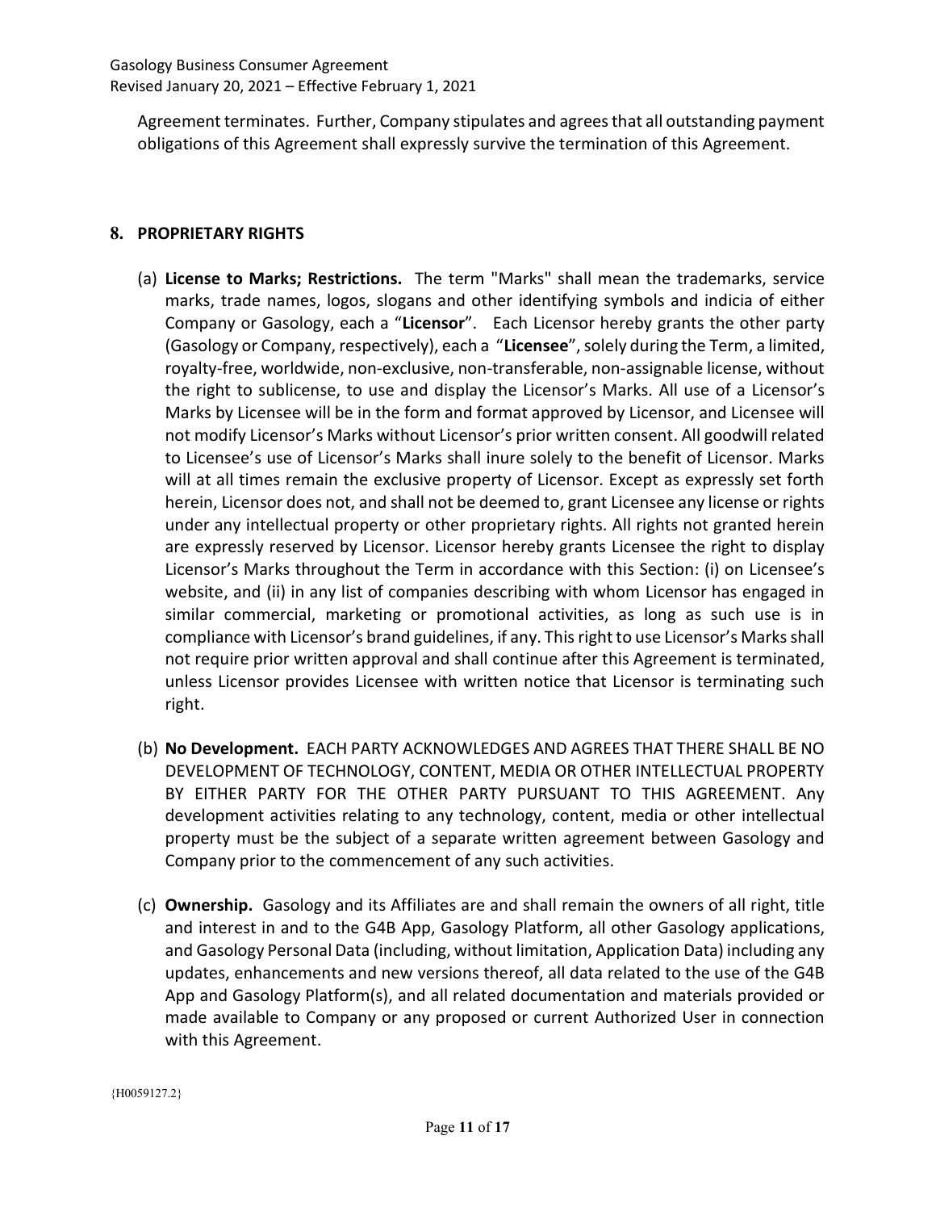Agreement terminates. Further, Company stipulates and agrees that all outstanding payment obligations of this Agreement shall expressly survive the termination of this Agreement.

## 8. PROPRIETARY RIGHTS

(a) **License to Marks; Restrictions.** The term "Marks" shall mean the trademarks, service marks, trade names, logos, slogans and other identifying symbols and indicia of either Company or Gasology, each a "**Licensor**". Each Licensor hereby grants the other party (Gasology or Company, respectively), each a "**Licensee**", solely during the Term, a limited, royalty-free, worldwide, non-exclusive, non-transferable, non-assignable license, without the right to sublicense, to use and display the Licensor's Marks. All use of a Licensor's Marks by Licensee will be in the form and format approved by Licensor, and Licensee will not modify Licensor's Marks without Licensor's prior written consent. All goodwill related to Licensee's use of Licensor's Marks shall inure solely to the benefit of Licensor. Marks will at all times remain the exclusive property of Licensor. Except as expressly set forth herein, Licensor does not, and shall not be deemed to, grant Licensee any license or rights under any intellectual property or other proprietary rights. All rights not granted herein are expressly reserved by Licensor. Licensor hereby grants Licensee the right to display Licensor's Marks throughout the Term in accordance with this Section: (i) on Licensee's website, and (ii) in any list of companies describing with whom Licensor has engaged in similar commercial, marketing or promotional activities, as long as such use is in compliance with Licensor's brand guidelines, if any. This right to use Licensor's Marks shall not require prior written approval and shall continue after this Agreement is terminated, unless Licensor provides Licensee with written notice that Licensor is terminating such right.

(b) **No Development.** EACH PARTY ACKNOWLEDGES AND AGREES THAT THERE SHALL BE NO DEVELOPMENT OF TECHNOLOGY, CONTENT, MEDIA OR OTHER INTELLECTUAL PROPERTY BY EITHER PARTY FOR THE OTHER PARTY PURSUANT TO THIS AGREEMENT. Any development activities relating to any technology, content, media or other intellectual property must be the subject of a separate written agreement between Gasology and Company prior to the commencement of any such activities.

(c) **Ownership.** Gasology and its Affiliates are and shall remain the owners of all right, title and interest in and to the G4B App, Gasology Platform, all other Gasology applications, and Gasology Personal Data (including, without limitation, Application Data) including any updates, enhancements and new versions thereof, all data related to the use of the G4B App and Gasology Platform(s), and all related documentation and materials provided or made available to Company or any proposed or current Authorized User in connection with this Agreement.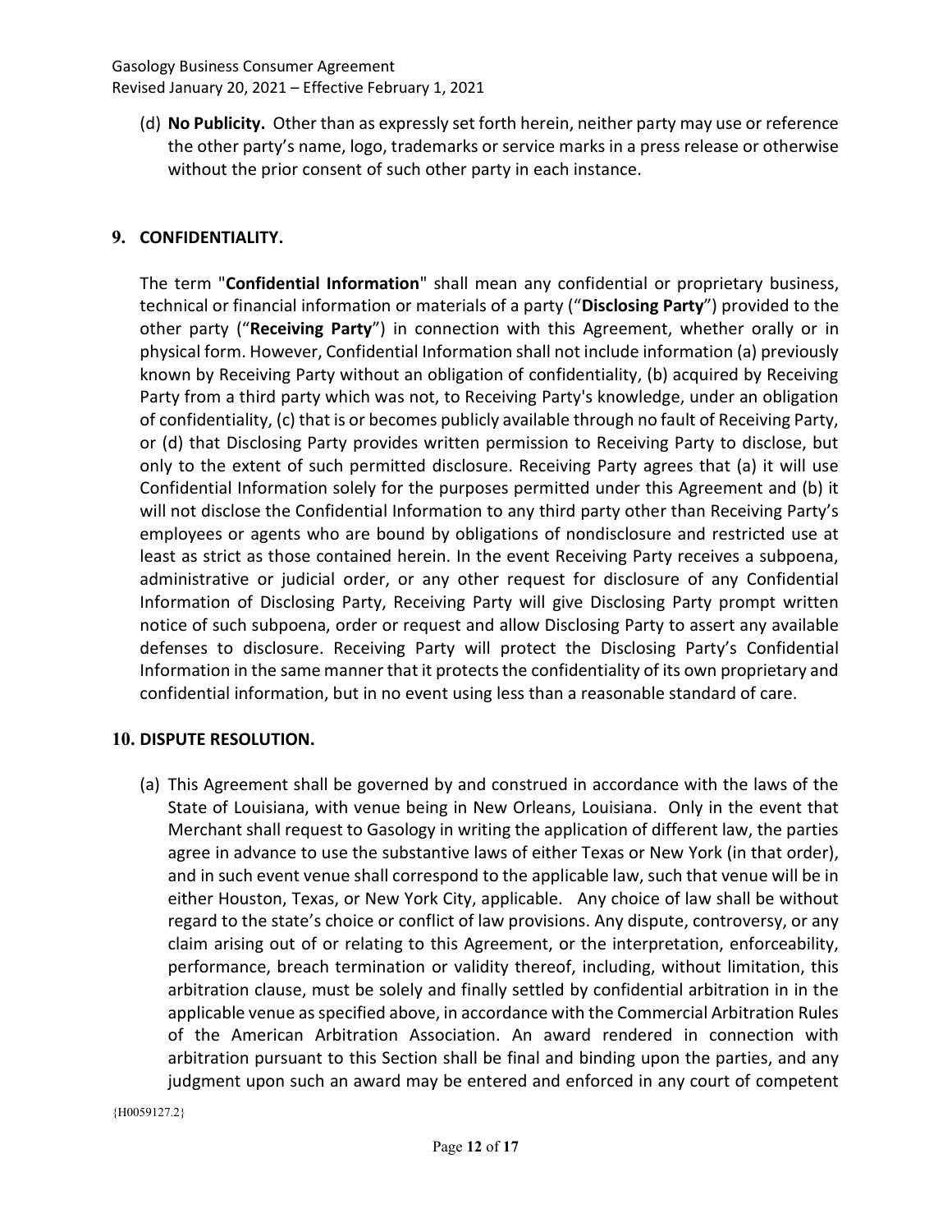(d) **No Publicity.** Other than as expressly set forth herein, neither party may use or reference the other party's name, logo, trademarks or service marks in a press release or otherwise without the prior consent of such other party in each instance.

## 9. CONFIDENTIALITY.

The term "**Confidential Information**" shall mean any confidential or proprietary business, technical or financial information or materials of a party ("**Disclosing Party**") provided to the other party ("**Receiving Party**") in connection with this Agreement, whether orally or in physical form. However, Confidential Information shall not include information (a) previously known by Receiving Party without an obligation of confidentiality, (b) acquired by Receiving Party from a third party which was not, to Receiving Party's knowledge, under an obligation of confidentiality, (c) that is or becomes publicly available through no fault of Receiving Party, or (d) that Disclosing Party provides written permission to Receiving Party to disclose, but only to the extent of such permitted disclosure. Receiving Party agrees that (a) it will use Confidential Information solely for the purposes permitted under this Agreement and (b) it will not disclose the Confidential Information to any third party other than Receiving Party's employees or agents who are bound by obligations of nondisclosure and restricted use at least as strict as those contained herein. In the event Receiving Party receives a subpoena, administrative or judicial order, or any other request for disclosure of any Confidential Information of Disclosing Party, Receiving Party will give Disclosing Party prompt written notice of such subpoena, order or request and allow Disclosing Party to assert any available defenses to disclosure. Receiving Party will protect the Disclosing Party's Confidential Information in the same manner that it protects the confidentiality of its own proprietary and confidential information, but in no event using less than a reasonable standard of care.

## 10. DISPUTE RESOLUTION.

(a) This Agreement shall be governed by and construed in accordance with the laws of the State of Louisiana, with venue being in New Orleans, Louisiana. Only in the event that Merchant shall request to Gasology in writing the application of different law, the parties agree in advance to use the substantive laws of either Texas or New York (in that order), and in such event venue shall correspond to the applicable law, such that venue will be in either Houston, Texas, or New York City, applicable. Any choice of law shall be without regard to the state's choice or conflict of law provisions. Any dispute, controversy, or any claim arising out of or relating to this Agreement, or the interpretation, enforceability, performance, breach termination or validity thereof, including, without limitation, this arbitration clause, must be solely and finally settled by confidential arbitration in in the applicable venue as specified above, in accordance with the Commercial Arbitration Rules of the American Arbitration Association. An award rendered in connection with arbitration pursuant to this Section shall be final and binding upon the parties, and any judgment upon such an award may be entered and enforced in any court of competent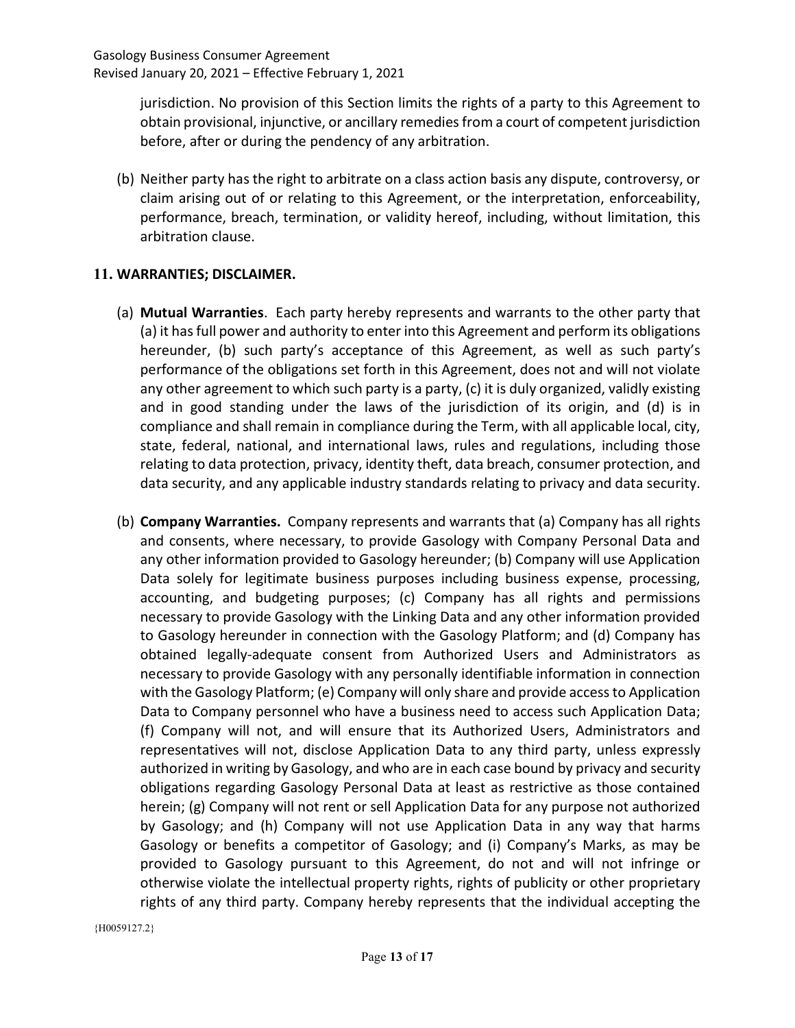jurisdiction. No provision of this Section limits the rights of a party to this Agreement to obtain provisional, injunctive, or ancillary remedies from a court of competent jurisdiction before, after or during the pendency of any arbitration.

(b) Neither party has the right to arbitrate on a class action basis any dispute, controversy, or claim arising out of or relating to this Agreement, or the interpretation, enforceability, performance, breach, termination, or validity hereof, including, without limitation, this arbitration clause.

## 11. WARRANTIES; DISCLAIMER.

(a) **Mutual Warranties**. Each party hereby represents and warrants to the other party that (a) it has full power and authority to enter into this Agreement and perform its obligations hereunder, (b) such party's acceptance of this Agreement, as well as such party's performance of the obligations set forth in this Agreement, does not and will not violate any other agreement to which such party is a party, (c) it is duly organized, validly existing and in good standing under the laws of the jurisdiction of its origin, and (d) is in compliance and shall remain in compliance during the Term, with all applicable local, city, state, federal, national, and international laws, rules and regulations, including those relating to data protection, privacy, identity theft, data breach, consumer protection, and data security, and any applicable industry standards relating to privacy and data security.

(b) **Company Warranties.** Company represents and warrants that (a) Company has all rights and consents, where necessary, to provide Gasology with Company Personal Data and any other information provided to Gasology hereunder; (b) Company will use Application Data solely for legitimate business purposes including business expense, processing, accounting, and budgeting purposes; (c) Company has all rights and permissions necessary to provide Gasology with the Linking Data and any other information provided to Gasology hereunder in connection with the Gasology Platform; and (d) Company has obtained legally-adequate consent from Authorized Users and Administrators as necessary to provide Gasology with any personally identifiable information in connection with the Gasology Platform; (e) Company will only share and provide access to Application Data to Company personnel who have a business need to access such Application Data; (f) Company will not, and will ensure that its Authorized Users, Administrators and representatives will not, disclose Application Data to any third party, unless expressly authorized in writing by Gasology, and who are in each case bound by privacy and security obligations regarding Gasology Personal Data at least as restrictive as those contained herein; (g) Company will not rent or sell Application Data for any purpose not authorized by Gasology; and (h) Company will not use Application Data in any way that harms Gasology or benefits a competitor of Gasology; and (i) Company's Marks, as may be provided to Gasology pursuant to this Agreement, do not and will not infringe or otherwise violate the intellectual property rights, rights of publicity or other proprietary rights of any third party. Company hereby represents that the individual accepting the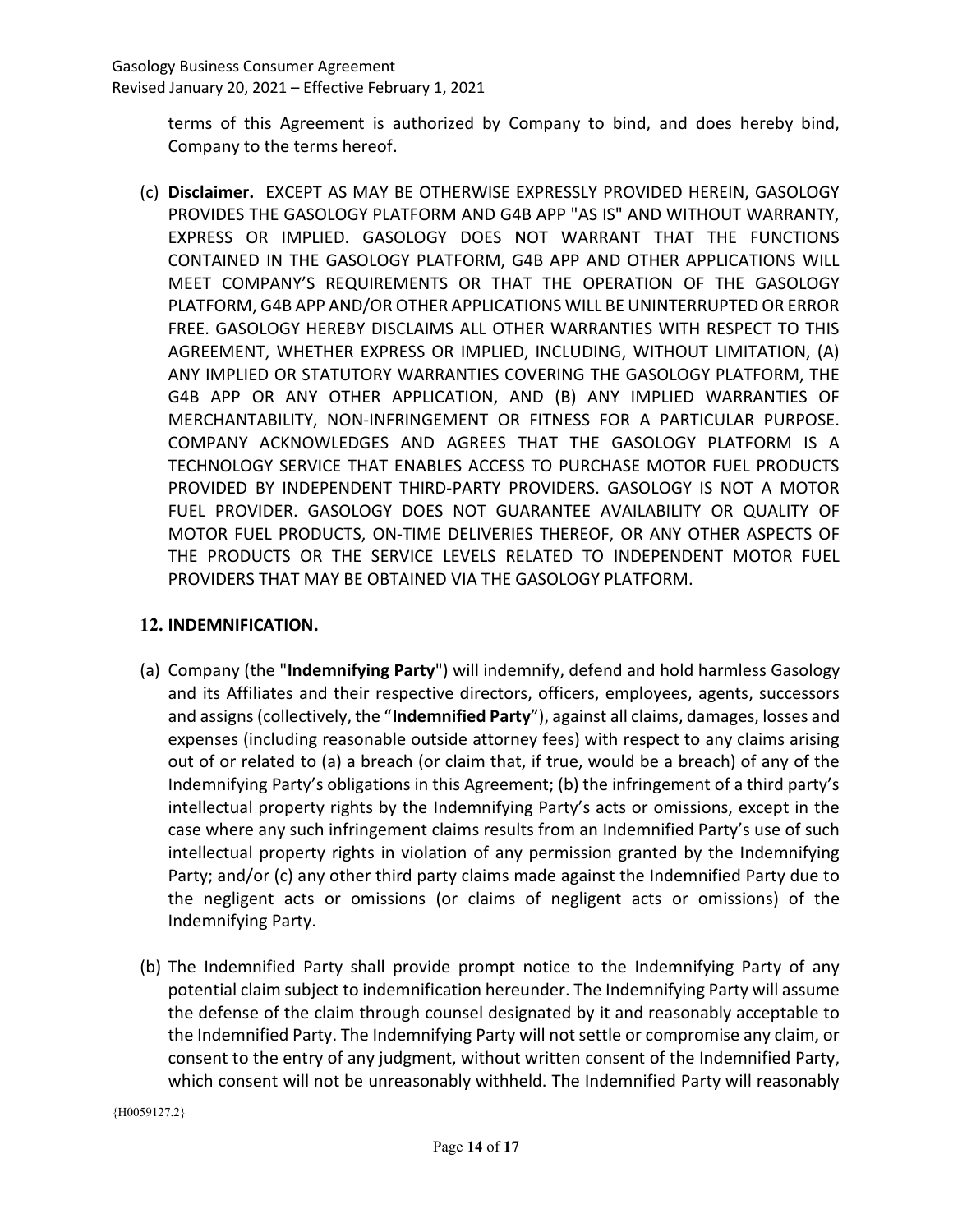terms of this Agreement is authorized by Company to bind, and does hereby bind, Company to the terms hereof.

(c) **Disclaimer.** EXCEPT AS MAY BE OTHERWISE EXPRESSLY PROVIDED HEREIN, GASOLOGY PROVIDES THE GASOLOGY PLATFORM AND G4B APP "AS IS" AND WITHOUT WARRANTY, EXPRESS OR IMPLIED. GASOLOGY DOES NOT WARRANT THAT THE FUNCTIONS CONTAINED IN THE GASOLOGY PLATFORM, G4B APP AND OTHER APPLICATIONS WILL MEET COMPANY'S REQUIREMENTS OR THAT THE OPERATION OF THE GASOLOGY PLATFORM, G4B APP AND/OR OTHER APPLICATIONS WILL BE UNINTERRUPTED OR ERROR FREE. GASOLOGY HEREBY DISCLAIMS ALL OTHER WARRANTIES WITH RESPECT TO THIS AGREEMENT, WHETHER EXPRESS OR IMPLIED, INCLUDING, WITHOUT LIMITATION, (A) ANY IMPLIED OR STATUTORY WARRANTIES COVERING THE GASOLOGY PLATFORM, THE G4B APP OR ANY OTHER APPLICATION, AND (B) ANY IMPLIED WARRANTIES OF MERCHANTABILITY, NON-INFRINGEMENT OR FITNESS FOR A PARTICULAR PURPOSE. COMPANY ACKNOWLEDGES AND AGREES THAT THE GASOLOGY PLATFORM IS A TECHNOLOGY SERVICE THAT ENABLES ACCESS TO PURCHASE MOTOR FUEL PRODUCTS PROVIDED BY INDEPENDENT THIRD-PARTY PROVIDERS. GASOLOGY IS NOT A MOTOR FUEL PROVIDER. GASOLOGY DOES NOT GUARANTEE AVAILABILITY OR QUALITY OF MOTOR FUEL PRODUCTS, ON-TIME DELIVERIES THEREOF, OR ANY OTHER ASPECTS OF THE PRODUCTS OR THE SERVICE LEVELS RELATED TO INDEPENDENT MOTOR FUEL PROVIDERS THAT MAY BE OBTAINED VIA THE GASOLOGY PLATFORM.

## 12. INDEMNIFICATION.

(a) Company (the "**Indemnifying Party**") will indemnify, defend and hold harmless Gasology and its Affiliates and their respective directors, officers, employees, agents, successors and assigns (collectively, the "**Indemnified Party**"), against all claims, damages, losses and expenses (including reasonable outside attorney fees) with respect to any claims arising out of or related to (a) a breach (or claim that, if true, would be a breach) of any of the Indemnifying Party's obligations in this Agreement; (b) the infringement of a third party's intellectual property rights by the Indemnifying Party's acts or omissions, except in the case where any such infringement claims results from an Indemnified Party's use of such intellectual property rights in violation of any permission granted by the Indemnifying Party; and/or (c) any other third party claims made against the Indemnified Party due to the negligent acts or omissions (or claims of negligent acts or omissions) of the Indemnifying Party.

(b) The Indemnified Party shall provide prompt notice to the Indemnifying Party of any potential claim subject to indemnification hereunder. The Indemnifying Party will assume the defense of the claim through counsel designated by it and reasonably acceptable to the Indemnified Party. The Indemnifying Party will not settle or compromise any claim, or consent to the entry of any judgment, without written consent of the Indemnified Party, which consent will not be unreasonably withheld. The Indemnified Party will reasonably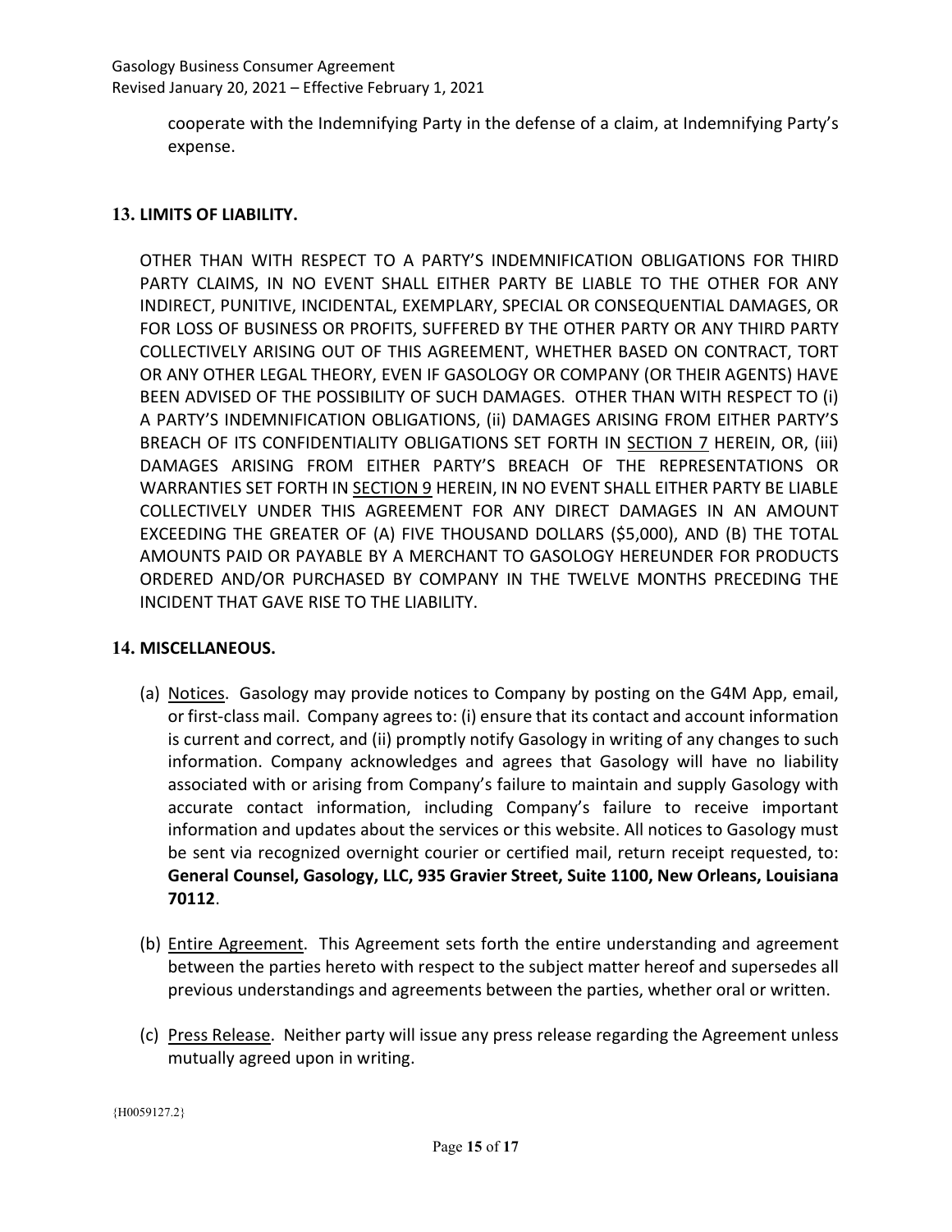cooperate with the Indemnifying Party in the defense of a claim, at Indemnifying Party's expense.

## 13. LIMITS OF LIABILITY.

OTHER THAN WITH RESPECT TO A PARTY'S INDEMNIFICATION OBLIGATIONS FOR THIRD PARTY CLAIMS, IN NO EVENT SHALL EITHER PARTY BE LIABLE TO THE OTHER FOR ANY INDIRECT, PUNITIVE, INCIDENTAL, EXEMPLARY, SPECIAL OR CONSEQUENTIAL DAMAGES, OR FOR LOSS OF BUSINESS OR PROFITS, SUFFERED BY THE OTHER PARTY OR ANY THIRD PARTY COLLECTIVELY ARISING OUT OF THIS AGREEMENT, WHETHER BASED ON CONTRACT, TORT OR ANY OTHER LEGAL THEORY, EVEN IF GASOLOGY OR COMPANY (OR THEIR AGENTS) HAVE BEEN ADVISED OF THE POSSIBILITY OF SUCH DAMAGES. OTHER THAN WITH RESPECT TO (i) A PARTY'S INDEMNIFICATION OBLIGATIONS, (ii) DAMAGES ARISING FROM EITHER PARTY'S BREACH OF ITS CONFIDENTIALITY OBLIGATIONS SET FORTH IN SECTION 7 HEREIN, OR, (iii) DAMAGES ARISING FROM EITHER PARTY'S BREACH OF THE REPRESENTATIONS OR WARRANTIES SET FORTH IN SECTION 9 HEREIN, IN NO EVENT SHALL EITHER PARTY BE LIABLE COLLECTIVELY UNDER THIS AGREEMENT FOR ANY DIRECT DAMAGES IN AN AMOUNT EXCEEDING THE GREATER OF (A) FIVE THOUSAND DOLLARS ($5,000), AND (B) THE TOTAL AMOUNTS PAID OR PAYABLE BY A MERCHANT TO GASOLOGY HEREUNDER FOR PRODUCTS ORDERED AND/OR PURCHASED BY COMPANY IN THE TWELVE MONTHS PRECEDING THE INCIDENT THAT GAVE RISE TO THE LIABILITY.

## 14. MISCELLANEOUS.

(a) Notices. Gasology may provide notices to Company by posting on the G4M App, email, or first-class mail. Company agrees to: (i) ensure that its contact and account information is current and correct, and (ii) promptly notify Gasology in writing of any changes to such information. Company acknowledges and agrees that Gasology will have no liability associated with or arising from Company's failure to maintain and supply Gasology with accurate contact information, including Company's failure to receive important information and updates about the services or this website. All notices to Gasology must be sent via recognized overnight courier or certified mail, return receipt requested, to: **General Counsel, Gasology, LLC, 935 Gravier Street, Suite 1100, New Orleans, Louisiana 70112**.

(b) Entire Agreement. This Agreement sets forth the entire understanding and agreement between the parties hereto with respect to the subject matter hereof and supersedes all previous understandings and agreements between the parties, whether oral or written.

(c) Press Release. Neither party will issue any press release regarding the Agreement unless mutually agreed upon in writing.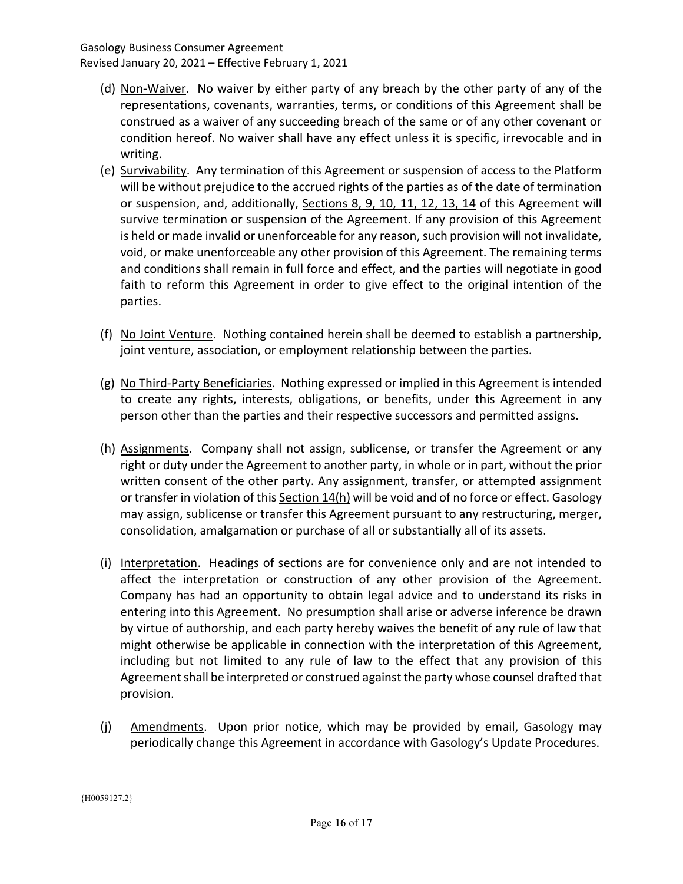(d) Non-Waiver. No waiver by either party of any breach by the other party of any of the representations, covenants, warranties, terms, or conditions of this Agreement shall be construed as a waiver of any succeeding breach of the same or of any other covenant or condition hereof. No waiver shall have any effect unless it is specific, irrevocable and in writing.

(e) Survivability. Any termination of this Agreement or suspension of access to the Platform will be without prejudice to the accrued rights of the parties as of the date of termination or suspension, and, additionally, Sections 8, 9, 10, 11, 12, 13, 14 of this Agreement will survive termination or suspension of the Agreement. If any provision of this Agreement is held or made invalid or unenforceable for any reason, such provision will not invalidate, void, or make unenforceable any other provision of this Agreement. The remaining terms and conditions shall remain in full force and effect, and the parties will negotiate in good faith to reform this Agreement in order to give effect to the original intention of the parties.

(f) No Joint Venture. Nothing contained herein shall be deemed to establish a partnership, joint venture, association, or employment relationship between the parties.

(g) No Third-Party Beneficiaries. Nothing expressed or implied in this Agreement is intended to create any rights, interests, obligations, or benefits, under this Agreement in any person other than the parties and their respective successors and permitted assigns.

(h) Assignments. Company shall not assign, sublicense, or transfer the Agreement or any right or duty under the Agreement to another party, in whole or in part, without the prior written consent of the other party. Any assignment, transfer, or attempted assignment or transfer in violation of this Section 14(h) will be void and of no force or effect. Gasology may assign, sublicense or transfer this Agreement pursuant to any restructuring, merger, consolidation, amalgamation or purchase of all or substantially all of its assets.

(i) Interpretation. Headings of sections are for convenience only and are not intended to affect the interpretation or construction of any other provision of the Agreement. Company has had an opportunity to obtain legal advice and to understand its risks in entering into this Agreement. No presumption shall arise or adverse inference be drawn by virtue of authorship, and each party hereby waives the benefit of any rule of law that might otherwise be applicable in connection with the interpretation of this Agreement, including but not limited to any rule of law to the effect that any provision of this Agreement shall be interpreted or construed against the party whose counsel drafted that provision.

(j) Amendments. Upon prior notice, which may be provided by email, Gasology may periodically change this Agreement in accordance with Gasology's Update Procedures.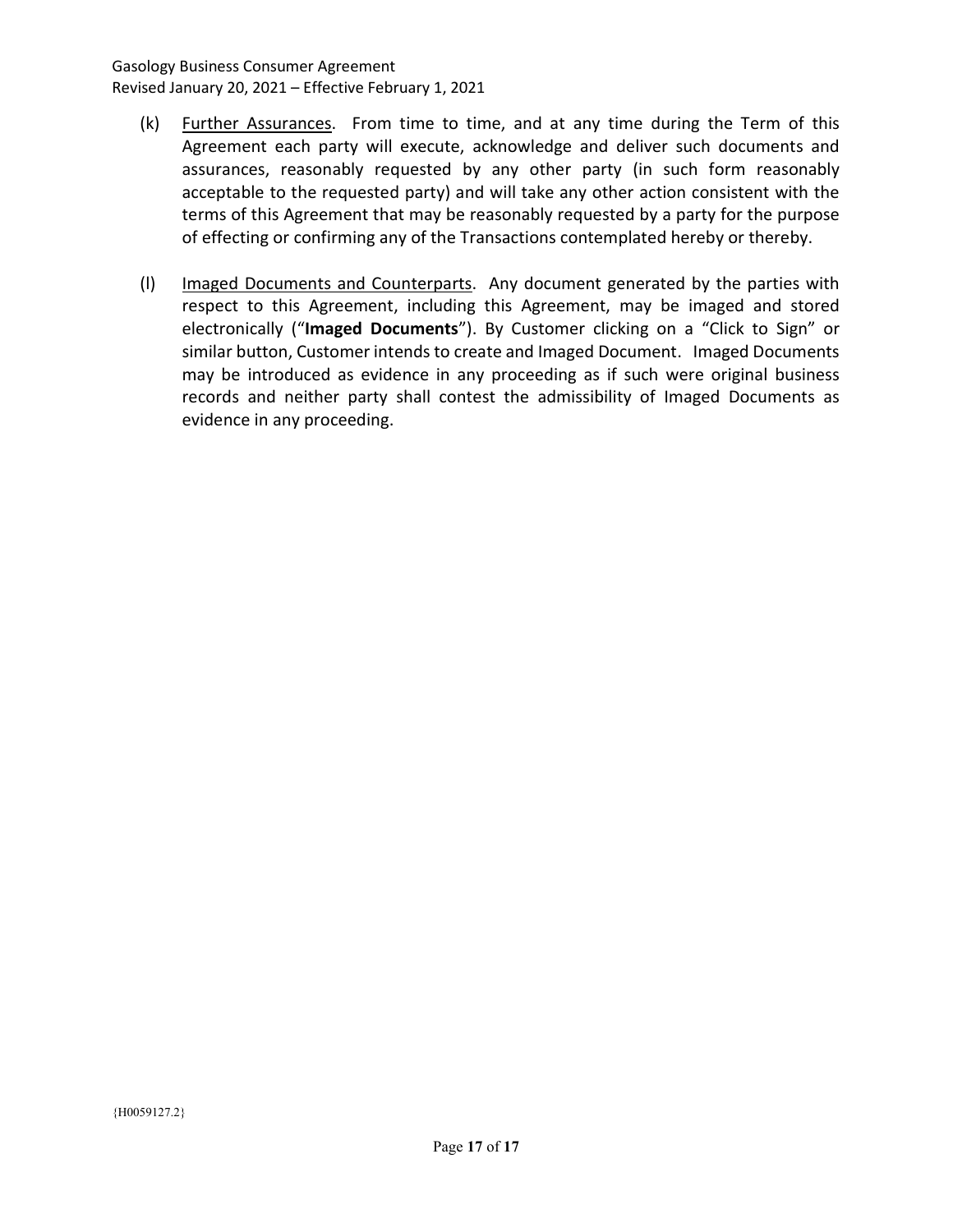(k) Further Assurances. From time to time, and at any time during the Term of this Agreement each party will execute, acknowledge and deliver such documents and assurances, reasonably requested by any other party (in such form reasonably acceptable to the requested party) and will take any other action consistent with the terms of this Agreement that may be reasonably requested by a party for the purpose of effecting or confirming any of the Transactions contemplated hereby or thereby.

(l) Imaged Documents and Counterparts. Any document generated by the parties with respect to this Agreement, including this Agreement, may be imaged and stored electronically ("**Imaged Documents**"). By Customer clicking on a "Click to Sign" or similar button, Customer intends to create and Imaged Document. Imaged Documents may be introduced as evidence in any proceeding as if such were original business records and neither party shall contest the admissibility of Imaged Documents as evidence in any proceeding.

{H0059127.2}